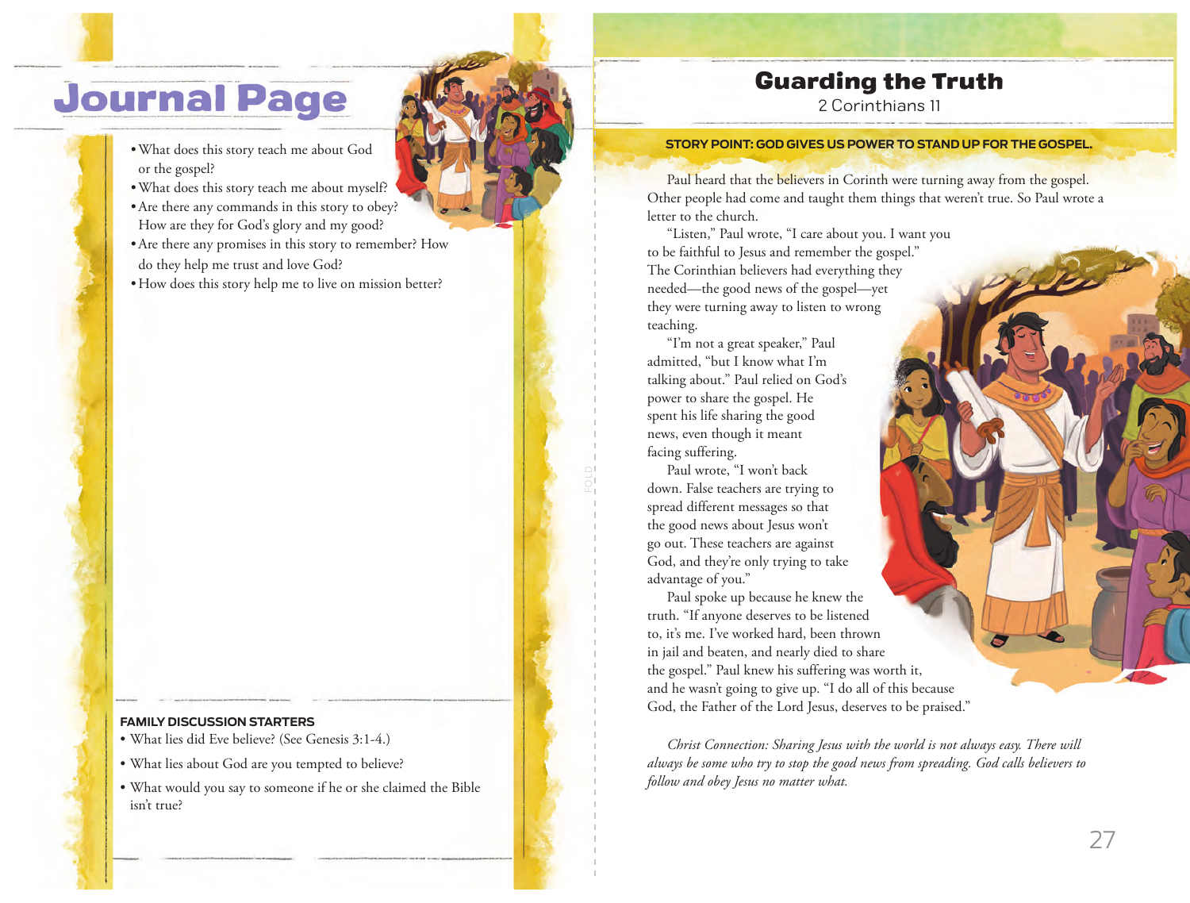# Journal Page

- What does this story teach me about God or the gospel?
- What does this story teach me about myself?
- Are there any commands in this story to obey? How are they for God's glory and my good?
- Are there any promises in this story to remember? How do they help me trust and love God?
- How does this story help me to live on mission better?

**FAMILY DISCUSSION STARTERS**

- What lies did Eve believe? (See Genesis 3:1-4.)
- What lies about God are you tempted to believe?
- What would you say to someone if he or she claimed the Bible isn't true?

# Guarding the Truth

2 Corinthians 11

**STORY POINT: GOD GIVES US POWER TO STAND UP FOR THE GOSPEL.**

Paul heard that the believers in Corinth were turning away from the gospel. Other people had come and taught them things that weren't true. So Paul wrote a letter to the church.

"Listen," Paul wrote, "I care about you. I want you to be faithful to Jesus and remember the gospel." The Corinthian believers had everything they needed—the good news of the gospel—yet they were turning away to listen to wrong teaching.

"I'm not a great speaker," Paul admitted, "but I know what I'm talking about." Paul relied on God's power to share the gospel. He spent his life sharing the good news, even though it meant facing suffering.

Paul wrote, "I won't back down. False teachers are trying to spread different messages so that the good news about Jesus won't go out. These teachers are against God, and they're only trying to take advantage of you."

Paul spoke up because he knew the truth. "If anyone deserves to be listened to, it's me. I've worked hard, been thrown in jail and beaten, and nearly died to share the gospel." Paul knew his suffering was worth it, and he wasn't going to give up. "I do all of this because God, the Father of the Lord Jesus, deserves to be praised."

*Christ Connection: Sharing Jesus with the world is not always easy. There will always be some who try to stop the good news from spreading. God calls believers to follow and obey Jesus no matter what.*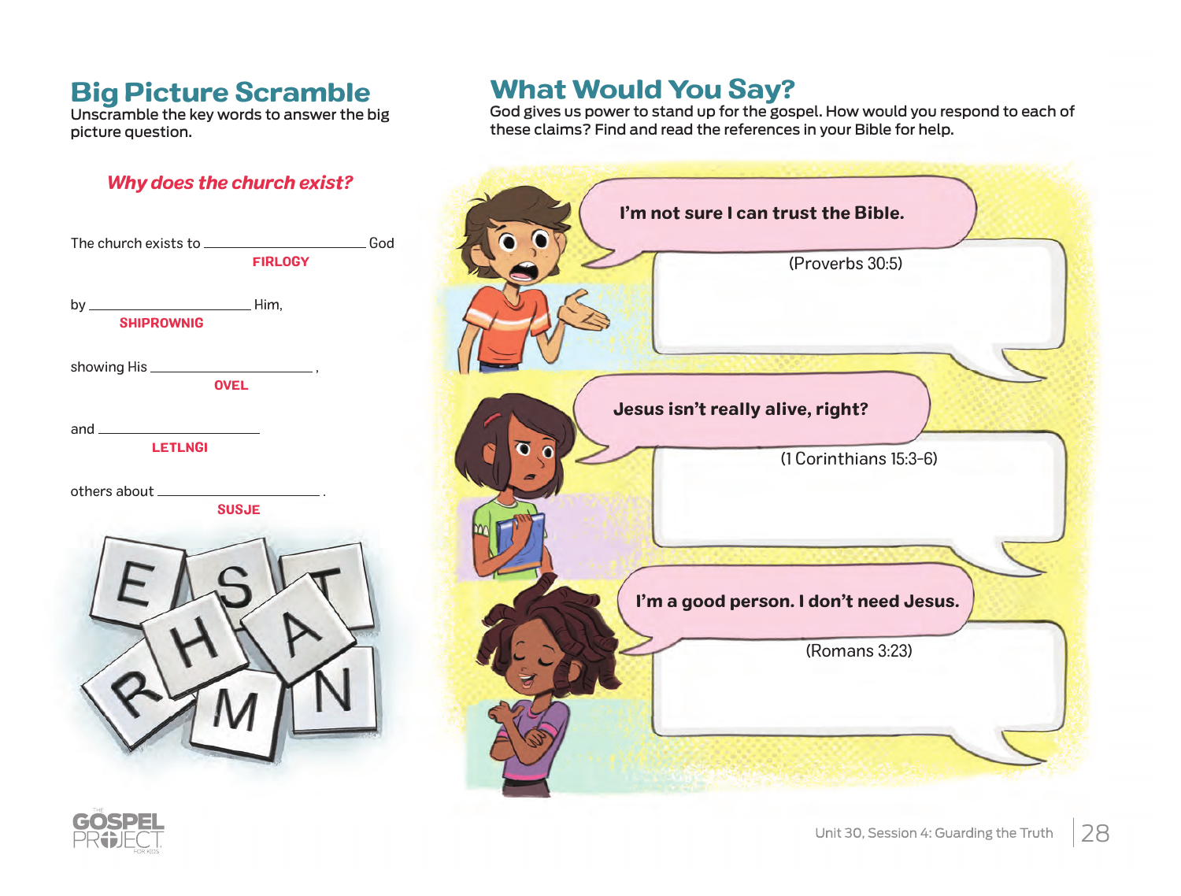## Big Picture Scramble

Unscramble the key words to answer the big picture question.

***Why does the church exist?***

The church exists to ____________________ God
**FIRLOGY**

by ____________________ Him,
**SHIPROWNIG**

showing His ____________________ ,
**OVEL**

and ____________________
**LETLNGI**

others about ____________________ .
**SUSJE**

## What Would You Say?

God gives us power to stand up for the gospel. How would you respond to each of these claims? Find and read the references in your Bible for help.

**I'm not sure I can trust the Bible.**

(Proverbs 30:5)

**Jesus isn't really alive, right?**

(1 Corinthians 15:3-6)

**I'm a good person. I don't need Jesus.**

(Romans 3:23)